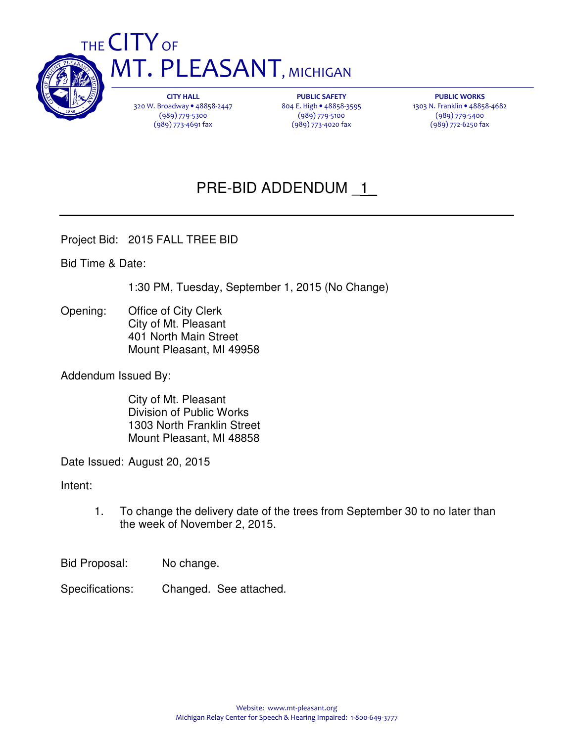# THE CITY OF MT. PLEASANT, MICHIGAN

| CITY HALL | PUBLIC SAFETY | PUBLIC WORKS |
| --- | --- | --- |
| 320 W. Broadway • 48858-2447 | 804 E. High • 48858-3595 | 1303 N. Franklin • 48858-4682 |
| (989) 779-5300 | (989) 779-5100 | (989) 779-5400 |
| (989) 773-4691 fax | (989) 773-4020 fax | (989) 772-6250 fax |

## PRE-BID ADDENDUM _1_

Project Bid: 2015 FALL TREE BID

Bid Time & Date:

1:30 PM, Tuesday, September 1, 2015 (No Change)

Opening: Office of City Clerk
City of Mt. Pleasant
401 North Main Street
Mount Pleasant, MI 49958

Addendum Issued By:

City of Mt. Pleasant
Division of Public Works
1303 North Franklin Street
Mount Pleasant, MI 48858

Date Issued: August 20, 2015

Intent:

1. To change the delivery date of the trees from September 30 to no later than the week of November 2, 2015.

Bid Proposal: No change.

Specifications: Changed. See attached.

Website: www.mt-pleasant.org
Michigan Relay Center for Speech & Hearing Impaired: 1-800-649-3777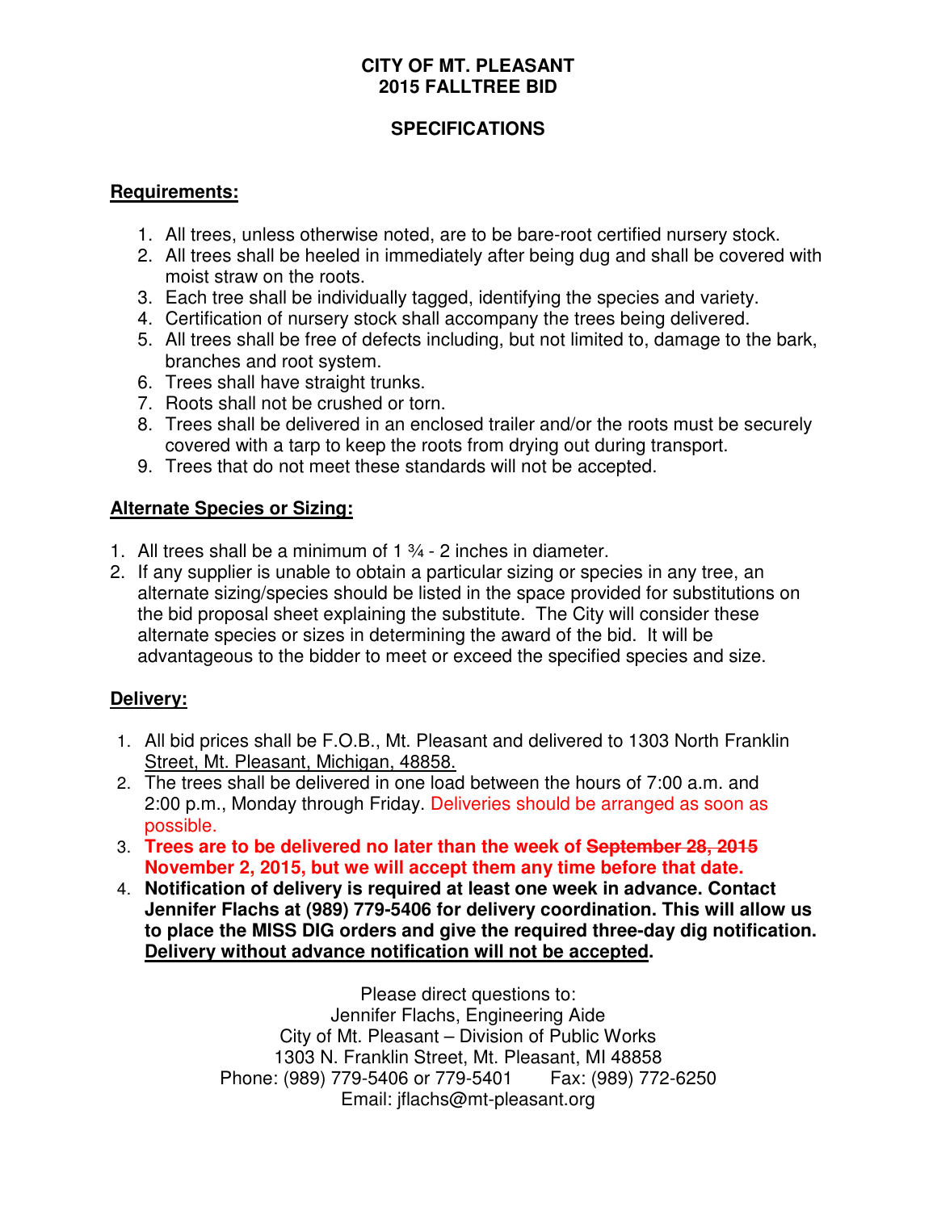**CITY OF MT. PLEASANT**
**2015 FALLTREE BID**

**SPECIFICATIONS**

**Requirements:**

1. All trees, unless otherwise noted, are to be bare-root certified nursery stock.
2. All trees shall be heeled in immediately after being dug and shall be covered with moist straw on the roots.
3. Each tree shall be individually tagged, identifying the species and variety.
4. Certification of nursery stock shall accompany the trees being delivered.
5. All trees shall be free of defects including, but not limited to, damage to the bark, branches and root system.
6. Trees shall have straight trunks.
7. Roots shall not be crushed or torn.
8. Trees shall be delivered in an enclosed trailer and/or the roots must be securely covered with a tarp to keep the roots from drying out during transport.
9. Trees that do not meet these standards will not be accepted.

**Alternate Species or Sizing:**

1. All trees shall be a minimum of 1 ¾ - 2 inches in diameter.
2. If any supplier is unable to obtain a particular sizing or species in any tree, an alternate sizing/species should be listed in the space provided for substitutions on the bid proposal sheet explaining the substitute. The City will consider these alternate species or sizes in determining the award of the bid. It will be advantageous to the bidder to meet or exceed the specified species and size.

**Delivery:**

1. All bid prices shall be F.O.B., Mt. Pleasant and delivered to 1303 North Franklin Street, Mt. Pleasant, Michigan, 48858.
2. The trees shall be delivered in one load between the hours of 7:00 a.m. and 2:00 p.m., Monday through Friday. Deliveries should be arranged as soon as possible.
3. **Trees are to be delivered no later than the week of ~~September 28, 2015~~ November 2, 2015, but we will accept them any time before that date.**
4. **Notification of delivery is required at least one week in advance. Contact Jennifer Flachs at (989) 779-5406 for delivery coordination. This will allow us to place the MISS DIG orders and give the required three-day dig notification. Delivery without advance notification will not be accepted.**

Please direct questions to:
Jennifer Flachs, Engineering Aide
City of Mt. Pleasant – Division of Public Works
1303 N. Franklin Street, Mt. Pleasant, MI 48858
Phone: (989) 779-5406 or 779-5401 Fax: (989) 772-6250
Email: jflachs@mt-pleasant.org